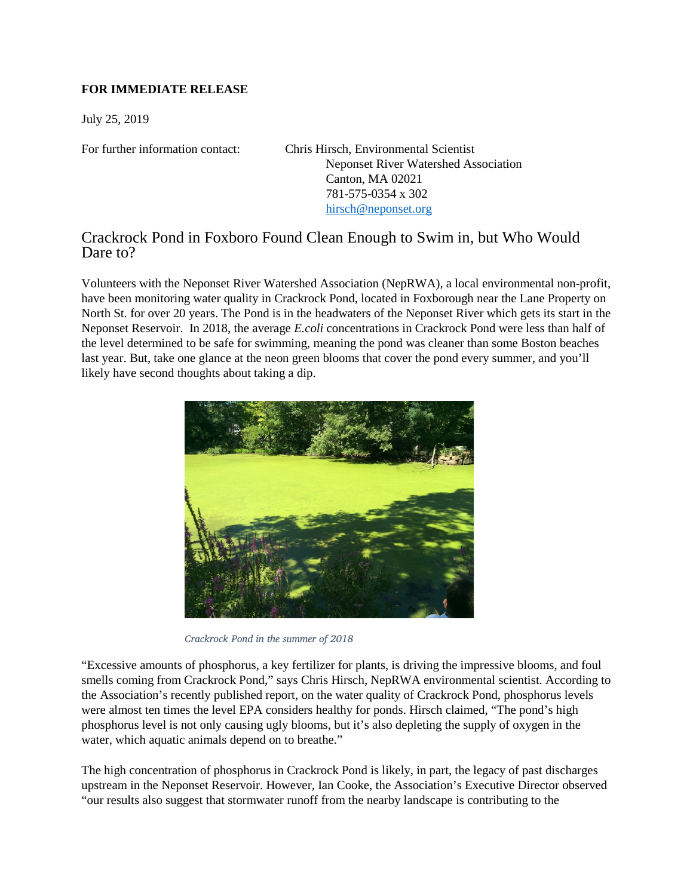**FOR IMMEDIATE RELEASE**

July 25, 2019

For further information contact: Chris Hirsch, Environmental Scientist
Neponset River Watershed Association
Canton, MA 02021
781-575-0354 x 302
[hirsch@neponset.org](mailto:hirsch@neponset.org)

# Crackrock Pond in Foxboro Found Clean Enough to Swim in, but Who Would Dare to?

Volunteers with the Neponset River Watershed Association (NepRWA), a local environmental non-profit, have been monitoring water quality in Crackrock Pond, located in Foxborough near the Lane Property on North St. for over 20 years. The Pond is in the headwaters of the Neponset River which gets its start in the Neponset Reservoir. In 2018, the average *E.coli* concentrations in Crackrock Pond were less than half of the level determined to be safe for swimming, meaning the pond was cleaner than some Boston beaches last year. But, take one glance at the neon green blooms that cover the pond every summer, and you'll likely have second thoughts about taking a dip.

*Crackrock Pond in the summer of 2018*

"Excessive amounts of phosphorus, a key fertilizer for plants, is driving the impressive blooms, and foul smells coming from Crackrock Pond," says Chris Hirsch, NepRWA environmental scientist. According to the Association's recently published report, on the water quality of Crackrock Pond, phosphorus levels were almost ten times the level EPA considers healthy for ponds. Hirsch claimed, "The pond's high phosphorus level is not only causing ugly blooms, but it's also depleting the supply of oxygen in the water, which aquatic animals depend on to breathe."

The high concentration of phosphorus in Crackrock Pond is likely, in part, the legacy of past discharges upstream in the Neponset Reservoir. However, Ian Cooke, the Association's Executive Director observed "our results also suggest that stormwater runoff from the nearby landscape is contributing to the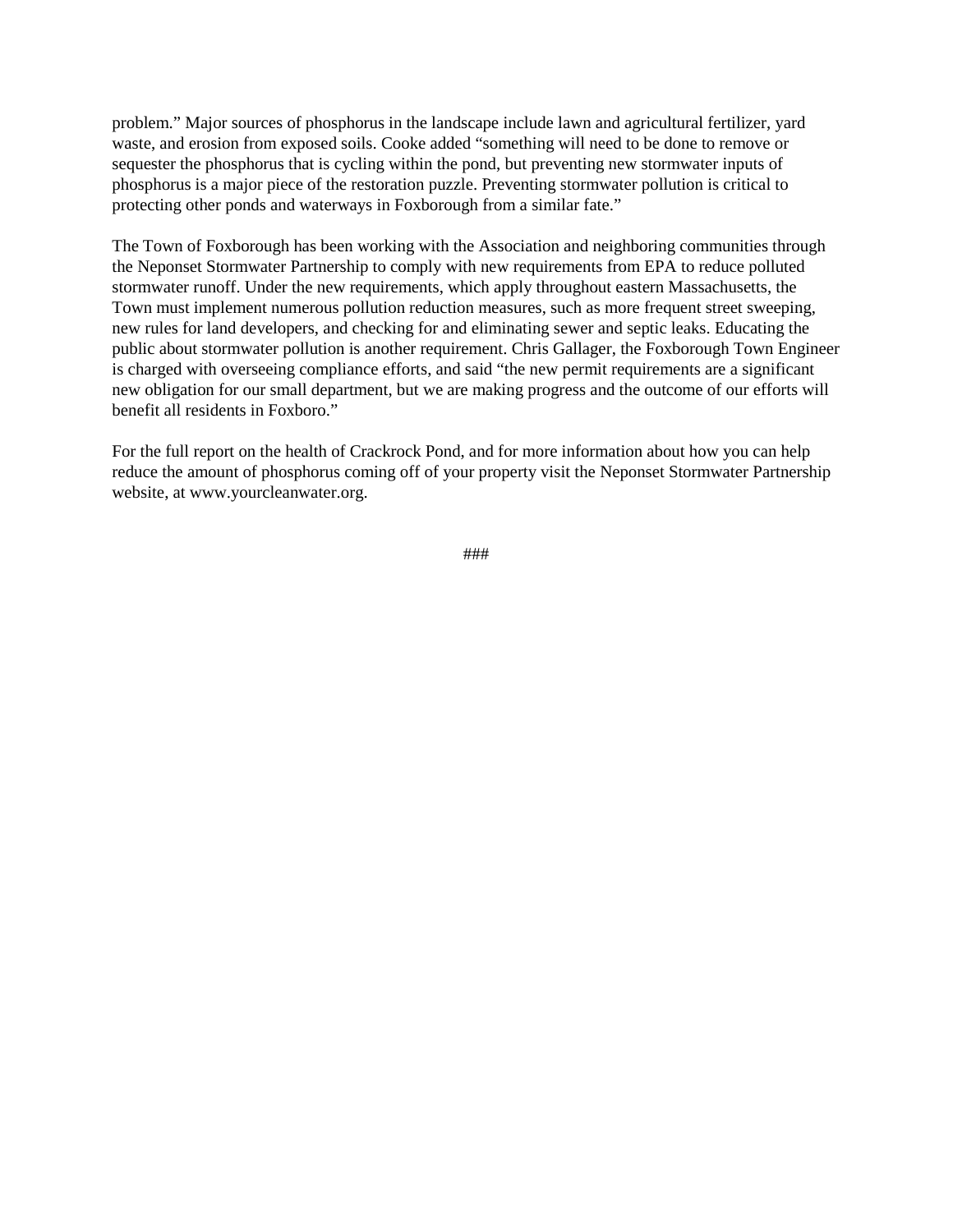problem." Major sources of phosphorus in the landscape include lawn and agricultural fertilizer, yard waste, and erosion from exposed soils. Cooke added "something will need to be done to remove or sequester the phosphorus that is cycling within the pond, but preventing new stormwater inputs of phosphorus is a major piece of the restoration puzzle. Preventing stormwater pollution is critical to protecting other ponds and waterways in Foxborough from a similar fate."

The Town of Foxborough has been working with the Association and neighboring communities through the Neponset Stormwater Partnership to comply with new requirements from EPA to reduce polluted stormwater runoff. Under the new requirements, which apply throughout eastern Massachusetts, the Town must implement numerous pollution reduction measures, such as more frequent street sweeping, new rules for land developers, and checking for and eliminating sewer and septic leaks. Educating the public about stormwater pollution is another requirement. Chris Gallager, the Foxborough Town Engineer is charged with overseeing compliance efforts, and said "the new permit requirements are a significant new obligation for our small department, but we are making progress and the outcome of our efforts will benefit all residents in Foxboro."

For the full report on the health of Crackrock Pond, and for more information about how you can help reduce the amount of phosphorus coming off of your property visit the Neponset Stormwater Partnership website, at www.yourcleanwater.org.

###